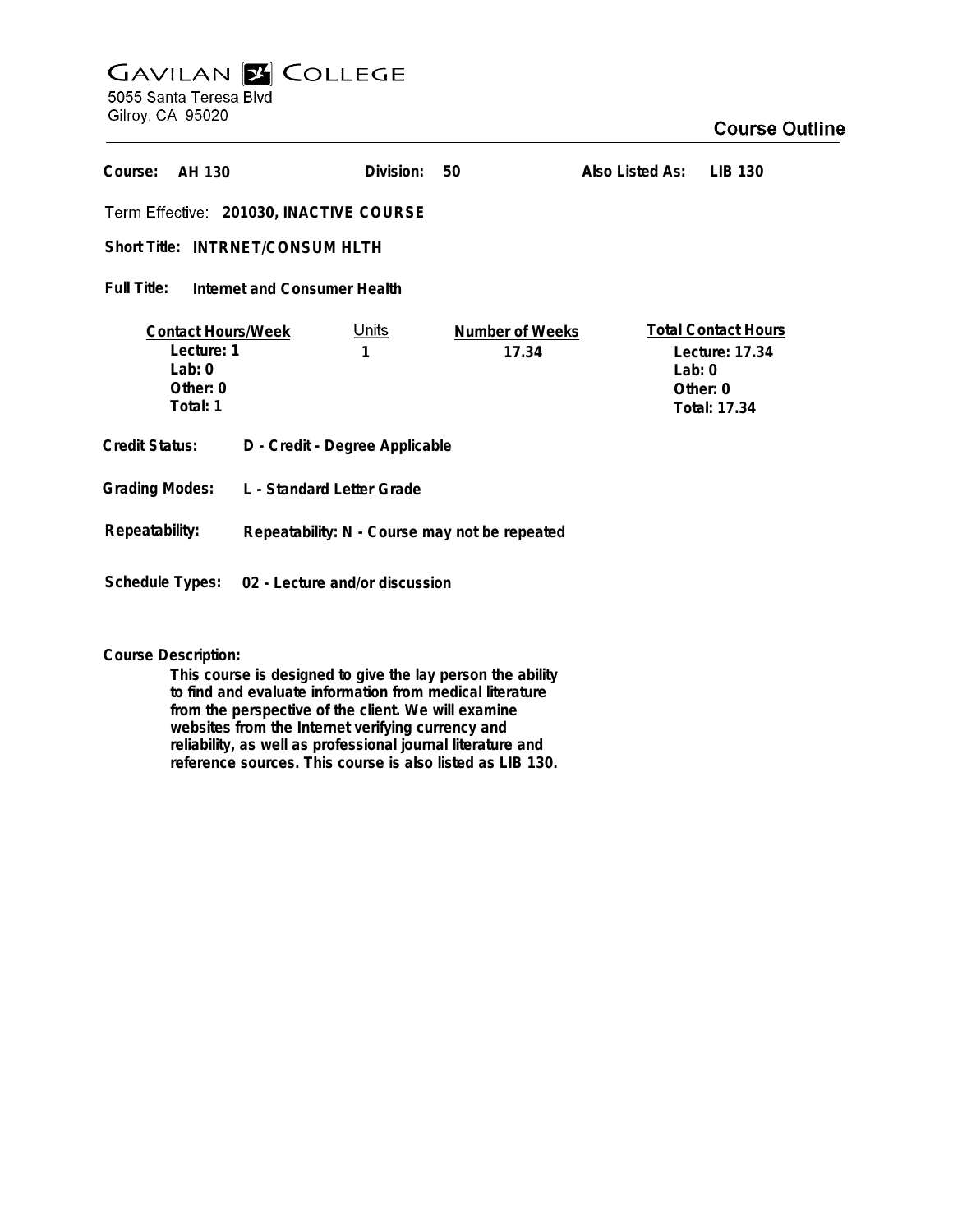# GAVILAN COLLEGE

5055 Santa Teresa Blvd
Gilroy, CA 95020

## Course Outline

**Course:** AH 130 **Division:** 50 **Also Listed As:** LIB 130

**Term Effective:** 201030, INACTIVE COURSE

**Short Title:** INTRNET/CONSUM HLTH

**Full Title:** Internet and Consumer Health

| Contact Hours/Week | Units | Number of Weeks | Total Contact Hours |
|---|---|---|---|
| Lecture: 1 | 1 | 17.34 | Lecture: 17.34 |
| Lab: 0 | | | Lab: 0 |
| Other: 0 | | | Other: 0 |
| Total: 1 | | | Total: 17.34 |

**Credit Status:** D - Credit - Degree Applicable

**Grading Modes:** L - Standard Letter Grade

**Repeatability:** Repeatability: N - Course may not be repeated

**Schedule Types:** 02 - Lecture and/or discussion

**Course Description:**

This course is designed to give the lay person the ability to find and evaluate information from medical literature from the perspective of the client. We will examine websites from the Internet verifying currency and reliability, as well as professional journal literature and reference sources. This course is also listed as LIB 130.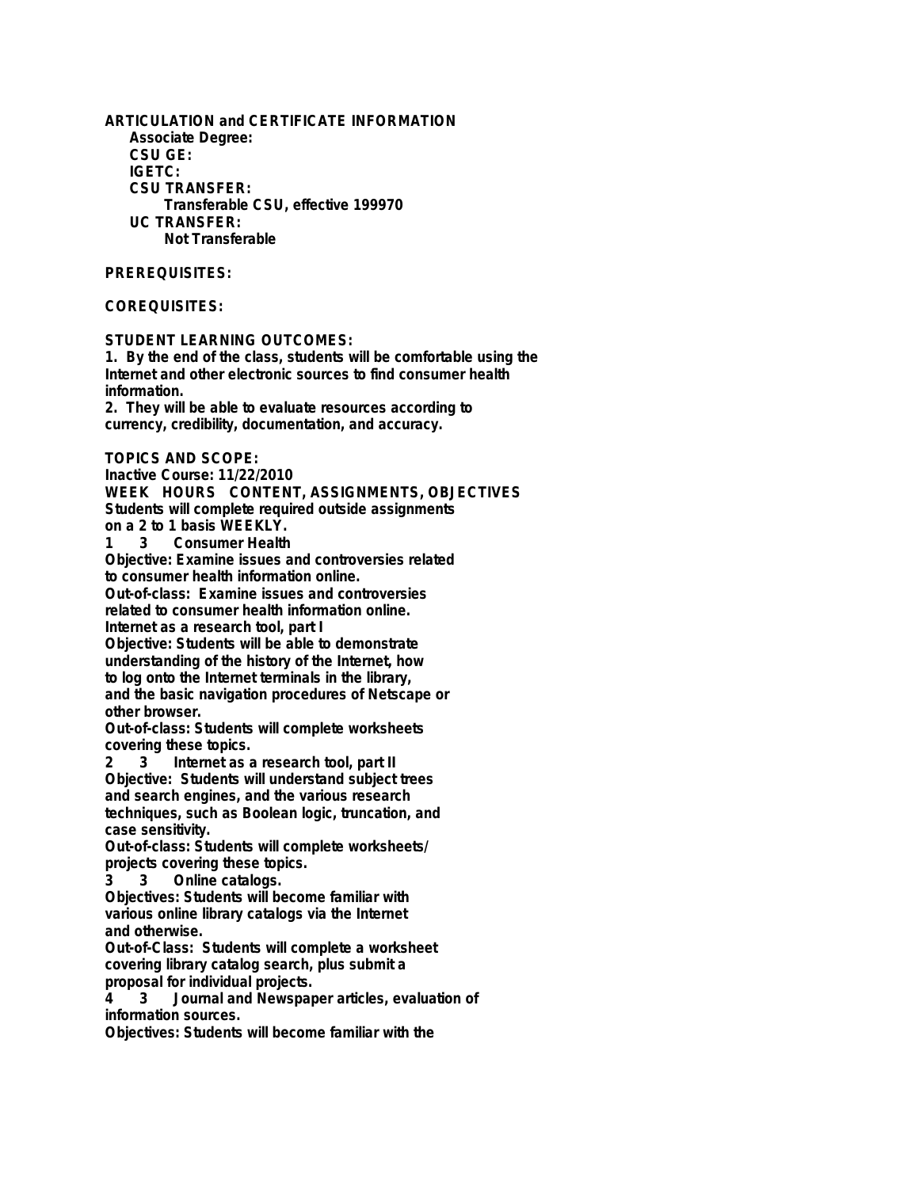**ARTICULATION and CERTIFICATE INFORMATION**

**Associate Degree:**

**CSU GE:**

**IGETC:**

**CSU TRANSFER:**

Transferable CSU, effective 199970

**UC TRANSFER:**

Not Transferable

**PREREQUISITES:**

**COREQUISITES:**

**STUDENT LEARNING OUTCOMES:**

1. By the end of the class, students will be comfortable using the Internet and other electronic sources to find consumer health information.
2. They will be able to evaluate resources according to currency, credibility, documentation, and accuracy.

**TOPICS AND SCOPE:**

Inactive Course: 11/22/2010

WEEK HOURS CONTENT, ASSIGNMENTS, OBJECTIVES

Students will complete required outside assignments on a 2 to 1 basis WEEKLY.

1 3 Consumer Health

Objective: Examine issues and controversies related to consumer health information online.

Out-of-class: Examine issues and controversies related to consumer health information online.

Internet as a research tool, part I

Objective: Students will be able to demonstrate understanding of the history of the Internet, how to log onto the Internet terminals in the library, and the basic navigation procedures of Netscape or other browser.

Out-of-class: Students will complete worksheets covering these topics.

2 3 Internet as a research tool, part II

Objective: Students will understand subject trees and search engines, and the various research techniques, such as Boolean logic, truncation, and case sensitivity.

Out-of-class: Students will complete worksheets/ projects covering these topics.

3 3 Online catalogs.

Objectives: Students will become familiar with various online library catalogs via the Internet and otherwise.

Out-of-Class: Students will complete a worksheet covering library catalog search, plus submit a proposal for individual projects.

4 3 Journal and Newspaper articles, evaluation of information sources.

Objectives: Students will become familiar with the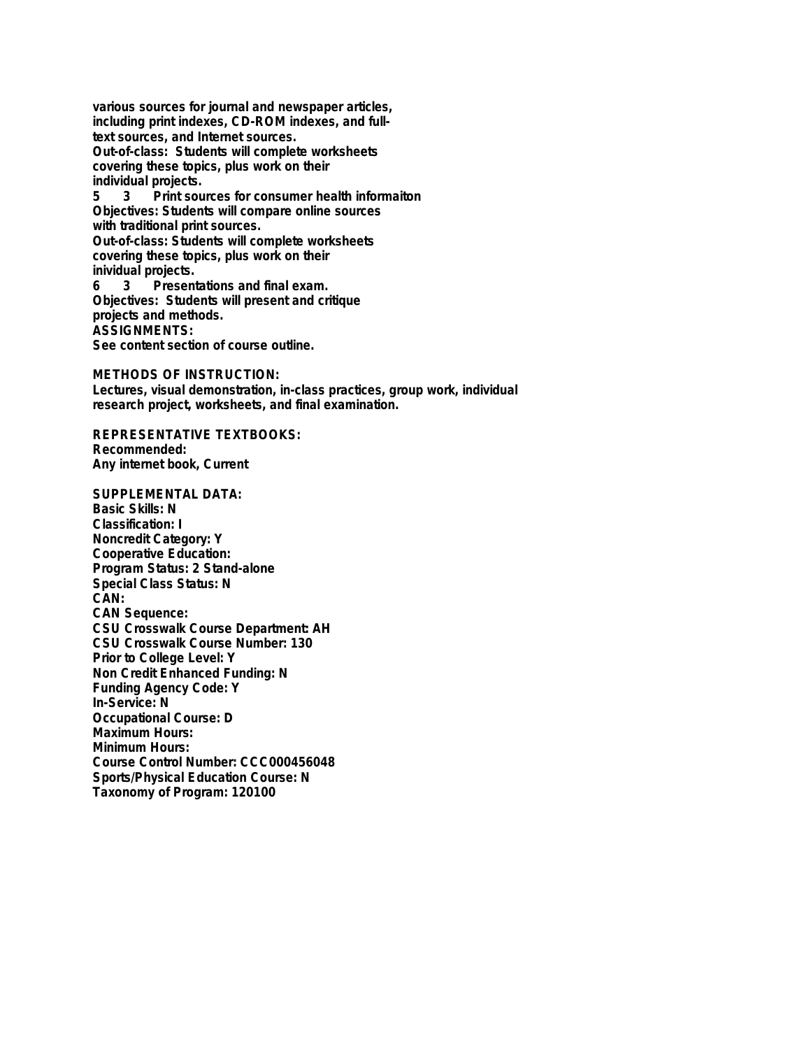various sources for journal and newspaper articles, including print indexes, CD-ROM indexes, and full-text sources, and Internet sources.
Out-of-class: Students will complete worksheets covering these topics, plus work on their individual projects.

5 3 Print sources for consumer health informaiton
Objectives: Students will compare online sources with traditional print sources.
Out-of-class: Students will complete worksheets covering these topics, plus work on their inividual projects.

6 3 Presentations and final exam.
Objectives: Students will present and critique projects and methods.

**ASSIGNMENTS:**
See content section of course outline.

**METHODS OF INSTRUCTION:**
Lectures, visual demonstration, in-class practices, group work, individual research project, worksheets, and final examination.

**REPRESENTATIVE TEXTBOOKS:**
Recommended:
Any internet book, Current

**SUPPLEMENTAL DATA:**
Basic Skills: N
Classification: I
Noncredit Category: Y
Cooperative Education:
Program Status: 2 Stand-alone
Special Class Status: N
CAN:
CAN Sequence:
CSU Crosswalk Course Department: AH
CSU Crosswalk Course Number: 130
Prior to College Level: Y
Non Credit Enhanced Funding: N
Funding Agency Code: Y
In-Service: N
Occupational Course: D
Maximum Hours:
Minimum Hours:
Course Control Number: CCC000456048
Sports/Physical Education Course: N
Taxonomy of Program: 120100